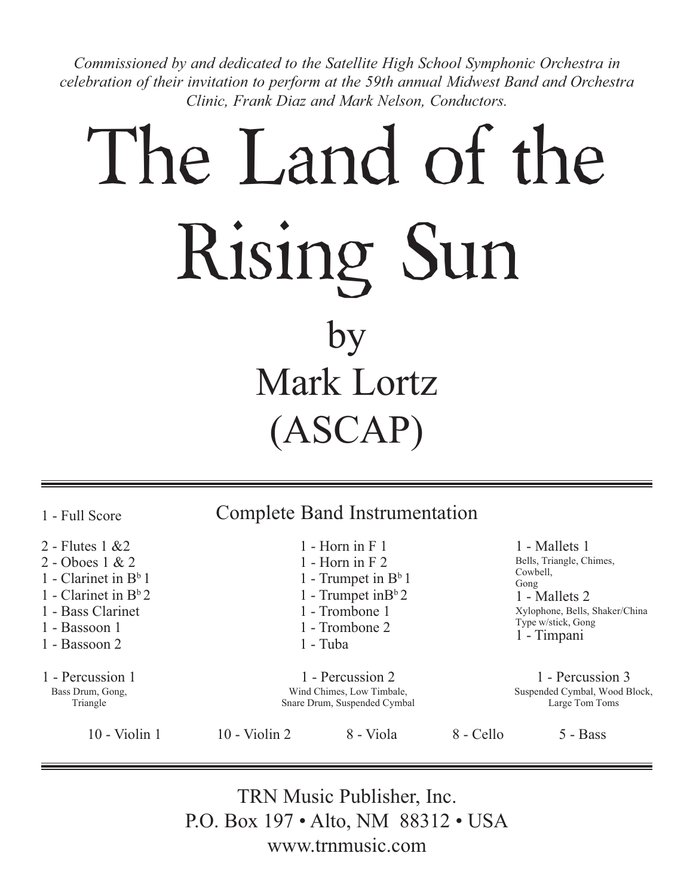*Commissioned by and dedicated to the Satellite High School Symphonic Orchestra in celebration of their invitation to perform at the 59th annual Midwest Band and Orchestra Clinic, Frank Diaz and Mark Nelson, Conductors.*

# The Land of the Rising Sun

by

Mark Lortz

(ASCAP)

---

1 - Full Score

## Complete Band Instrumentation

2 - Flutes 1 &2
2 - Oboes 1 & 2
1 - Clarinet in B$^b$ 1
1 - Clarinet in B$^b$ 2
1 - Bass Clarinet
1 - Bassoon 1
1 - Bassoon 2

1 - Horn in F 1
1 - Horn in F 2
1 - Trumpet in B$^b$ 1
1 - Trumpet inB$^b$ 2
1 - Trombone 1
1 - Trombone 2
1 - Tuba

1 - Mallets 1
Bells, Triangle, Chimes, Cowbell, Gong
1 - Mallets 2
Xylophone, Bells, Shaker/China Type w/stick, Gong
1 - Timpani

1 - Percussion 1
Bass Drum, Gong, Triangle

1 - Percussion 2
Wind Chimes, Low Timbale, Snare Drum, Suspended Cymbal

1 - Percussion 3
Suspended Cymbal, Wood Block, Large Tom Toms

10 - Violin 1
10 - Violin 2
8 - Viola
8 - Cello
5 - Bass

---

TRN Music Publisher, Inc.
P.O. Box 197 • Alto, NM 88312 • USA
www.trnmusic.com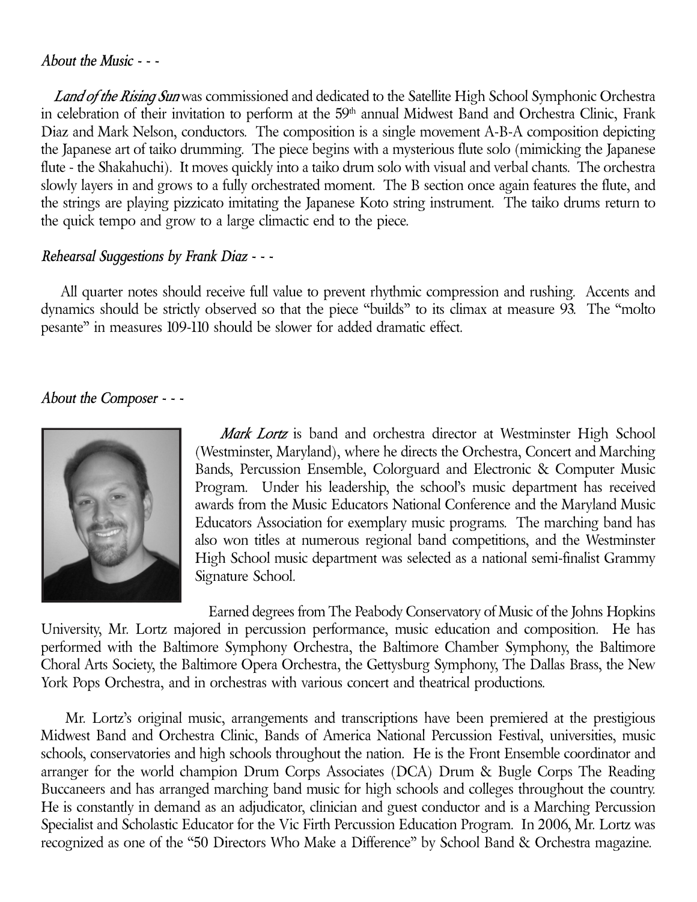*About the Music - - -*

*Land of the Rising Sun* was commissioned and dedicated to the Satellite High School Symphonic Orchestra in celebration of their invitation to perform at the 59th annual Midwest Band and Orchestra Clinic, Frank Diaz and Mark Nelson, conductors. The composition is a single movement A-B-A composition depicting the Japanese art of taiko drumming. The piece begins with a mysterious flute solo (mimicking the Japanese flute - the Shakahuchi). It moves quickly into a taiko drum solo with visual and verbal chants. The orchestra slowly layers in and grows to a fully orchestrated moment. The B section once again features the flute, and the strings are playing pizzicato imitating the Japanese Koto string instrument. The taiko drums return to the quick tempo and grow to a large climactic end to the piece.

*Rehearsal Suggestions by Frank Diaz - - -*

All quarter notes should receive full value to prevent rhythmic compression and rushing. Accents and dynamics should be strictly observed so that the piece "builds" to its climax at measure 93. The "molto pesante" in measures 109-110 should be slower for added dramatic effect.

*About the Composer - - -*

*Mark Lortz* is band and orchestra director at Westminster High School (Westminster, Maryland), where he directs the Orchestra, Concert and Marching Bands, Percussion Ensemble, Colorguard and Electronic & Computer Music Program. Under his leadership, the school's music department has received awards from the Music Educators National Conference and the Maryland Music Educators Association for exemplary music programs. The marching band has also won titles at numerous regional band competitions, and the Westminster High School music department was selected as a national semi-finalist Grammy Signature School.

Earned degrees from The Peabody Conservatory of Music of the Johns Hopkins University, Mr. Lortz majored in percussion performance, music education and composition. He has performed with the Baltimore Symphony Orchestra, the Baltimore Chamber Symphony, the Baltimore Choral Arts Society, the Baltimore Opera Orchestra, the Gettysburg Symphony, The Dallas Brass, the New York Pops Orchestra, and in orchestras with various concert and theatrical productions.

Mr. Lortz's original music, arrangements and transcriptions have been premiered at the prestigious Midwest Band and Orchestra Clinic, Bands of America National Percussion Festival, universities, music schools, conservatories and high schools throughout the nation. He is the Front Ensemble coordinator and arranger for the world champion Drum Corps Associates (DCA) Drum & Bugle Corps The Reading Buccaneers and has arranged marching band music for high schools and colleges throughout the country. He is constantly in demand as an adjudicator, clinician and guest conductor and is a Marching Percussion Specialist and Scholastic Educator for the Vic Firth Percussion Education Program. In 2006, Mr. Lortz was recognized as one of the "50 Directors Who Make a Difference" by School Band & Orchestra magazine.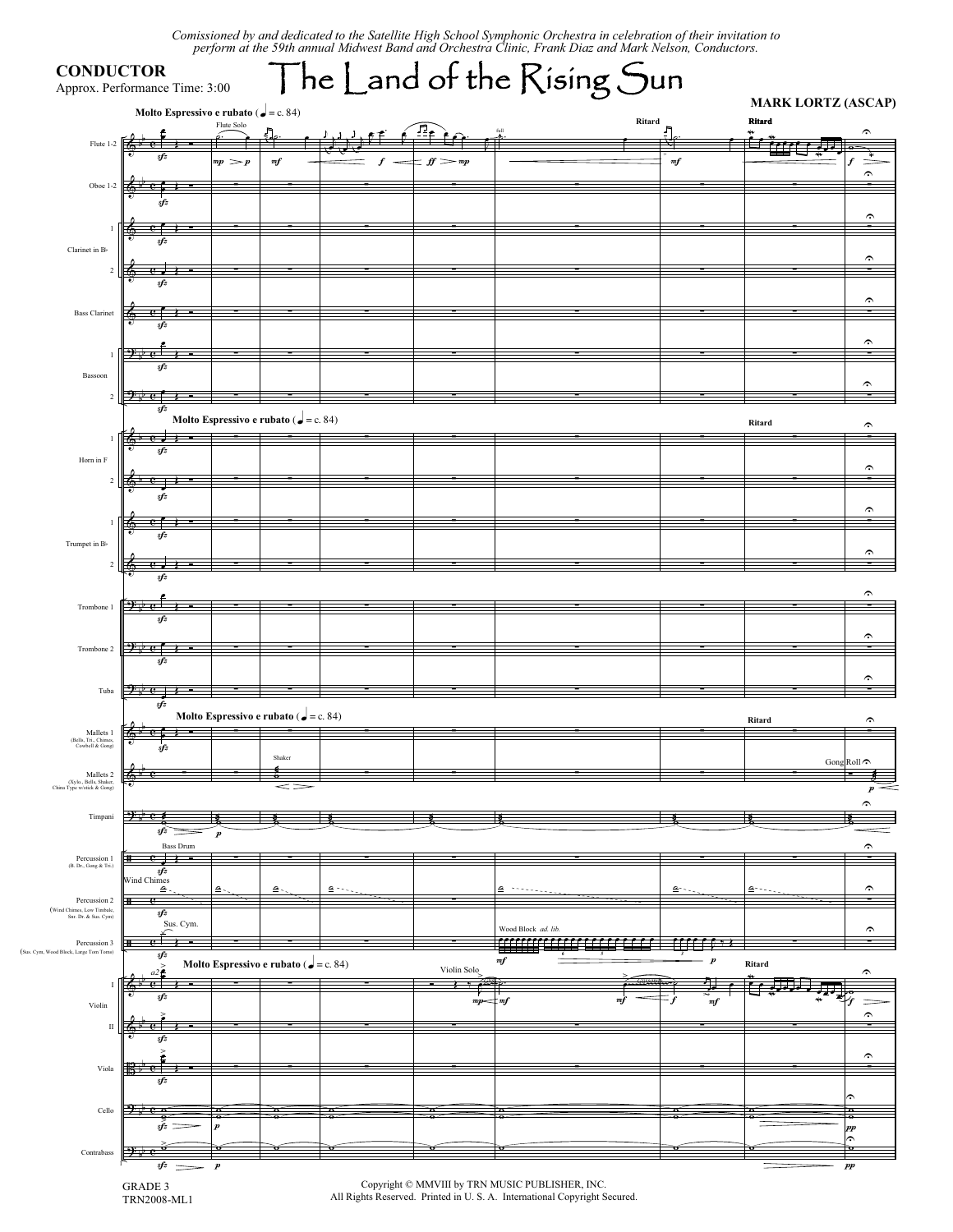*Comissioned by and dedicated to the Satellite High School Symphonic Orchestra in celebration of their invitation to perform at the 59th annual Midwest Band and Orchestra Clinic, Frank Diaz and Mark Nelson, Conductors.*

**CONDUCTOR**

Approx. Performance Time: 3:00

# The Land of the Rising Sun

**MARK LORTZ (ASCAP)**

GRADE 3

TRN2008-ML1

Copyright © MMVIII by TRN MUSIC PUBLISHER, INC.
All Rights Reserved. Printed in U. S. A. International Copyright Secured.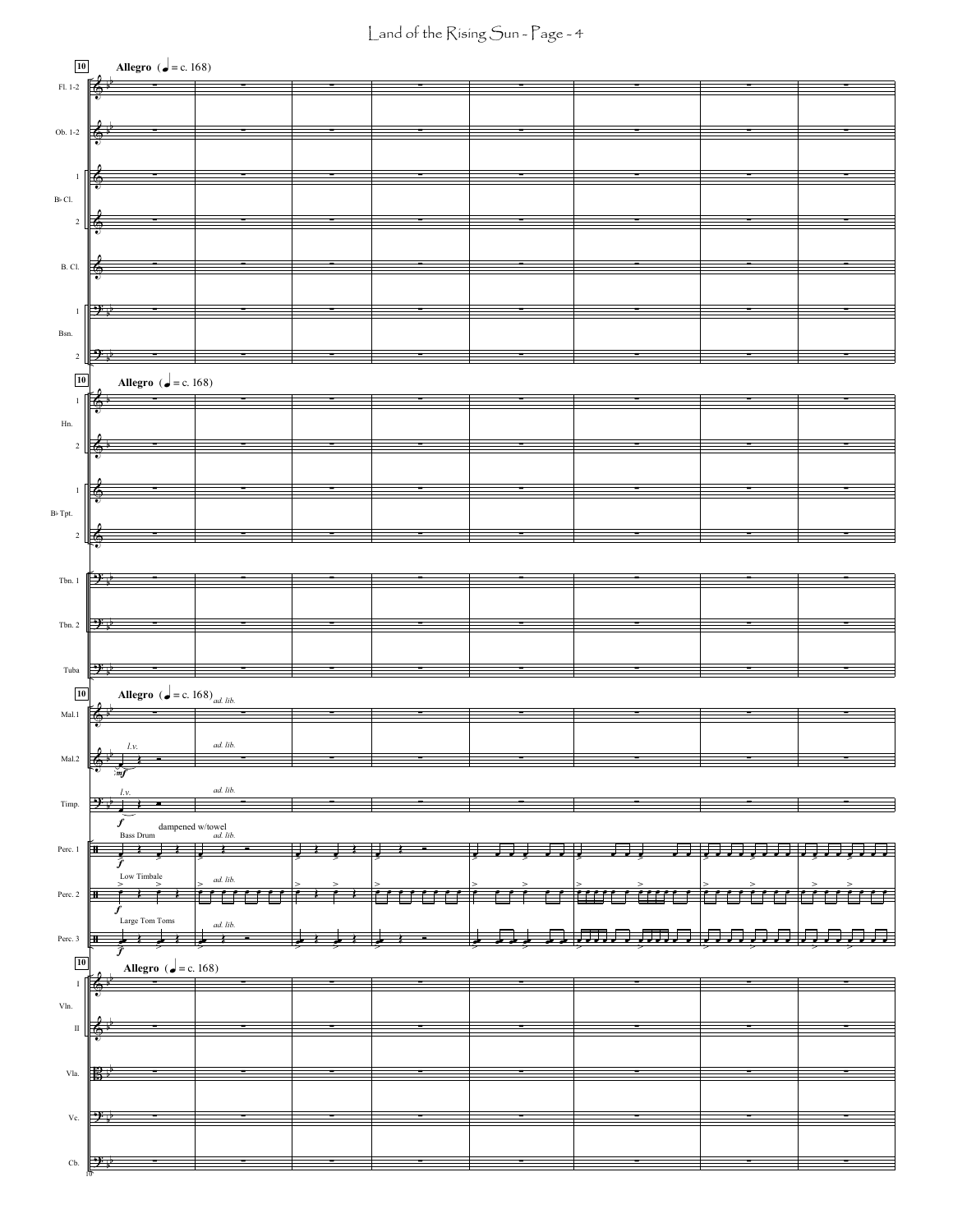**10** **Allegro** (♩ = c. 168)

Fl. 1-2

Ob. 1-2

B♭ Cl. 1

B♭ Cl. 2

B. Cl.

Bsn. 1

Bsn. 2

**10** **Allegro** (♩ = c. 168)

Hn. 1

Hn. 2

B♭ Tpt. 1

B♭ Tpt. 2

Tbn. 1

Tbn. 2

Tuba

**10** **Allegro** (♩ = c. 168) *ad. lib.*

Mal.1

Mal.2 *l.v.* *mf* *ad. lib.*

Timp. *l.v.* *f* *ad. lib.*

Perc. 1 Bass Drum *f* dampened w/towel *ad. lib.*

Perc. 2 Low Timbale *f* *ad. lib.*

Perc. 3 Large Tom Toms *f* *ad. lib.*

**10** **Allegro** (♩ = c. 168)

Vln. I

Vln. II

Vla.

Vc.

Cb.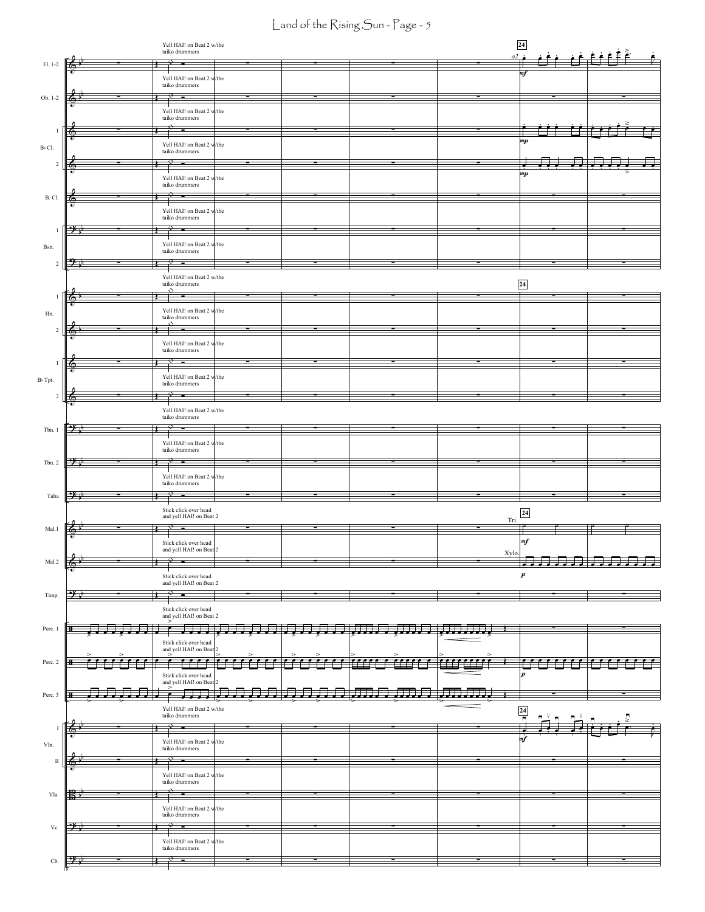Fl. 1-2 — Yell HAI! on Beat 2 w/the taiko drummers — 24 — a2 — *mf*

Ob. 1-2 — Yell HAI! on Beat 2 w/the taiko drummers

B♭ Cl. 1 — Yell HAI! on Beat 2 w/the taiko drummers — *mp*

B♭ Cl. 2 — Yell HAI! on Beat 2 w/the taiko drummers — *mp*

B. Cl. — Yell HAI! on Beat 2 w/the taiko drummers

Bsn. 1 — Yell HAI! on Beat 2 w/the taiko drummers

Bsn. 2 — Yell HAI! on Beat 2 w/the taiko drummers

Hn. 1 — Yell HAI! on Beat 2 w/the taiko drummers — 24

Hn. 2 — Yell HAI! on Beat 2 w/the taiko drummers

B♭ Tpt. 1 — Yell HAI! on Beat 2 w/the taiko drummers

B♭ Tpt. 2 — Yell HAI! on Beat 2 w/the taiko drummers

Tbn. 1 — Yell HAI! on Beat 2 w/the taiko drummers

Tbn. 2 — Yell HAI! on Beat 2 w/the taiko drummers

Tuba — Yell HAI! on Beat 2 w/the taiko drummers

Mal.1 — Stick click over head and yell HAI! on Beat 2 — 24 — Tri. — *mf*

Mal.2 — Stick click over head and yell HAI! on Beat 2 — Xylo. — *p*

Timp. — Stick click over head and yell HAI! on Beat 2

Perc. 1 — Stick click over head and yell HAI! on Beat 2

Perc. 2 — Stick click over head and yell HAI! on Beat 2 — *p*

Perc. 3 — Stick click over head and yell HAI! on Beat 2

Vln. I — Yell HAI! on Beat 2 w/the taiko drummers — 24 — *mf*

Vln. II — Yell HAI! on Beat 2 w/the taiko drummers

Vla. — Yell HAI! on Beat 2 w/the taiko drummers

Vc. — Yell HAI! on Beat 2 w/the taiko drummers

Cb. — Yell HAI! on Beat 2 w/the taiko drummers

18